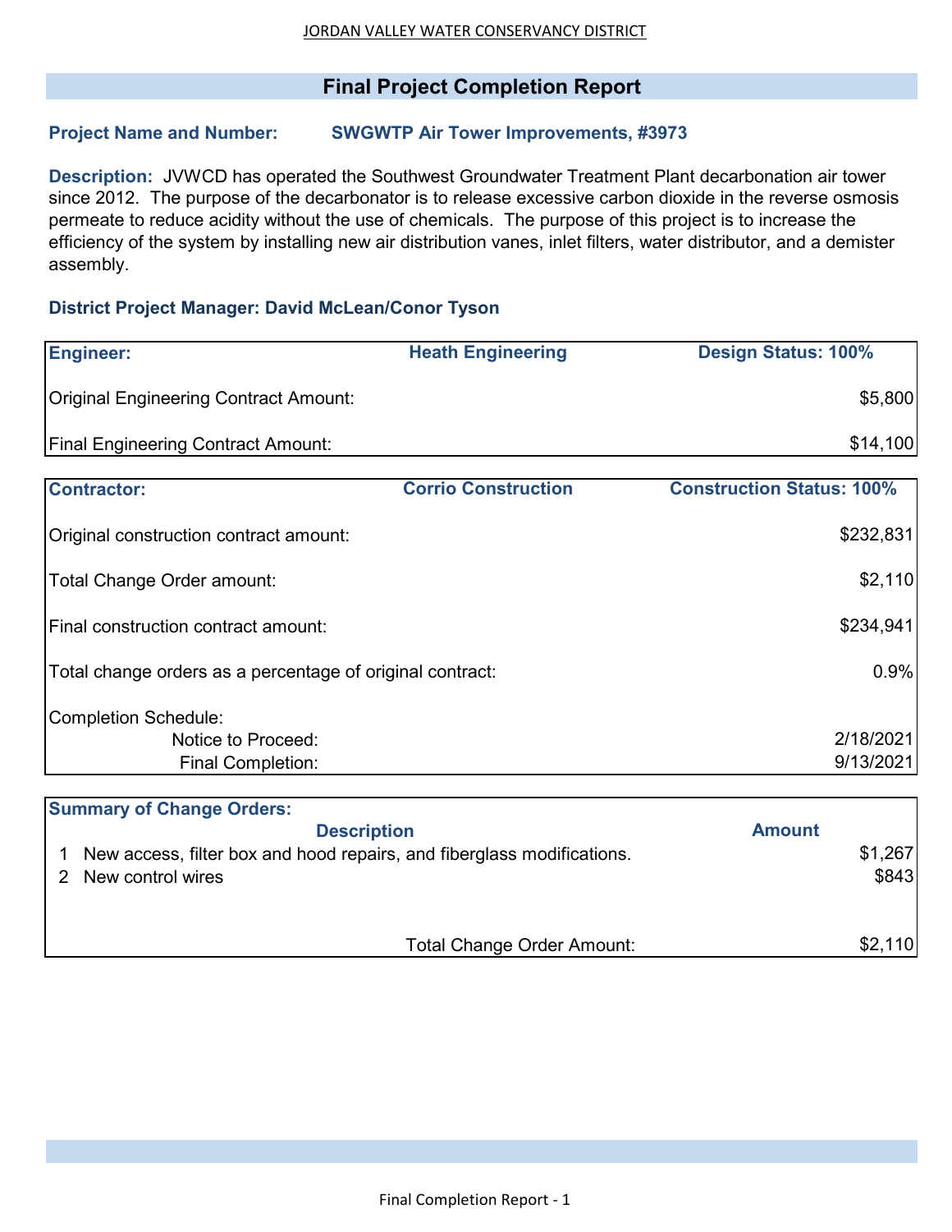JORDAN VALLEY WATER CONSERVANCY DISTRICT

# Final Project Completion Report

**Project Name and Number:** **SWGWTP Air Tower Improvements, #3973**

**Description:** JVWCD has operated the Southwest Groundwater Treatment Plant decarbonation air tower since 2012. The purpose of the decarbonator is to release excessive carbon dioxide in the reverse osmosis permeate to reduce acidity without the use of chemicals. The purpose of this project is to increase the efficiency of the system by installing new air distribution vanes, inlet filters, water distributor, and a demister assembly.

**District Project Manager: David McLean/Conor Tyson**

| **Engineer:** | **Heath Engineering** | **Design Status: 100%** |
| --- | --- | --- |
| Original Engineering Contract Amount: | | $5,800 |
| Final Engineering Contract Amount: | | $14,100 |

| **Contractor:** | **Corrio Construction** | **Construction Status: 100%** |
| --- | --- | --- |
| Original construction contract amount: | | $232,831 |
| Total Change Order amount: | | $2,110 |
| Final construction contract amount: | | $234,941 |
| Total change orders as a percentage of original contract: | | 0.9% |
| Completion Schedule: | | |
| Notice to Proceed: | | 2/18/2021 |
| Final Completion: | | 9/13/2021 |

**Summary of Change Orders:**

| | **Description** | **Amount** |
| --- | --- | --- |
| 1 | New access, filter box and hood repairs, and fiberglass modifications. | $1,267 |
| 2 | New control wires | $843 |
| | Total Change Order Amount: | $2,110 |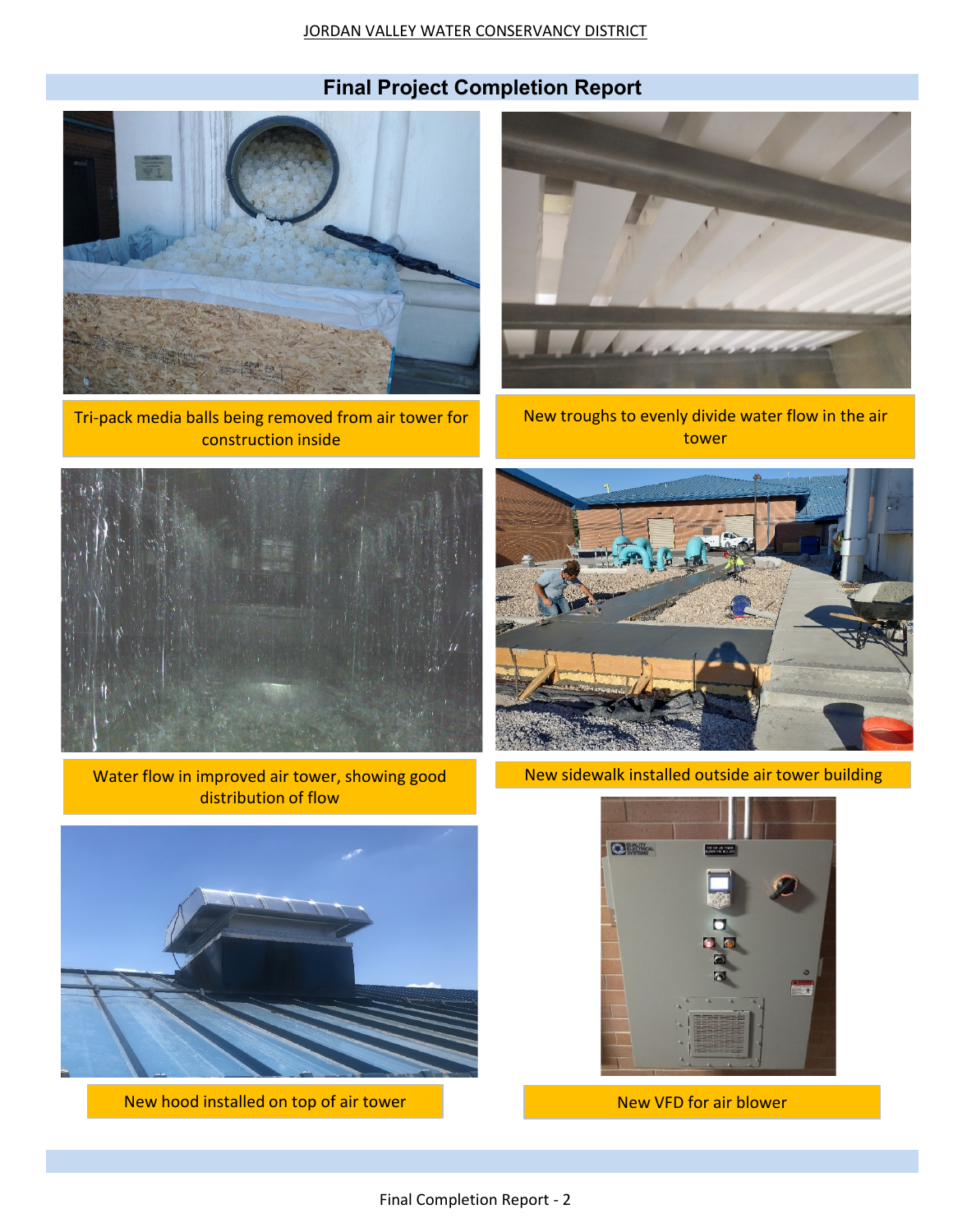## Final Project Completion Report

Tri-pack media balls being removed from air tower for construction inside

New troughs to evenly divide water flow in the air tower

Water flow in improved air tower, showing good distribution of flow

New sidewalk installed outside air tower building

New hood installed on top of air tower

New VFD for air blower